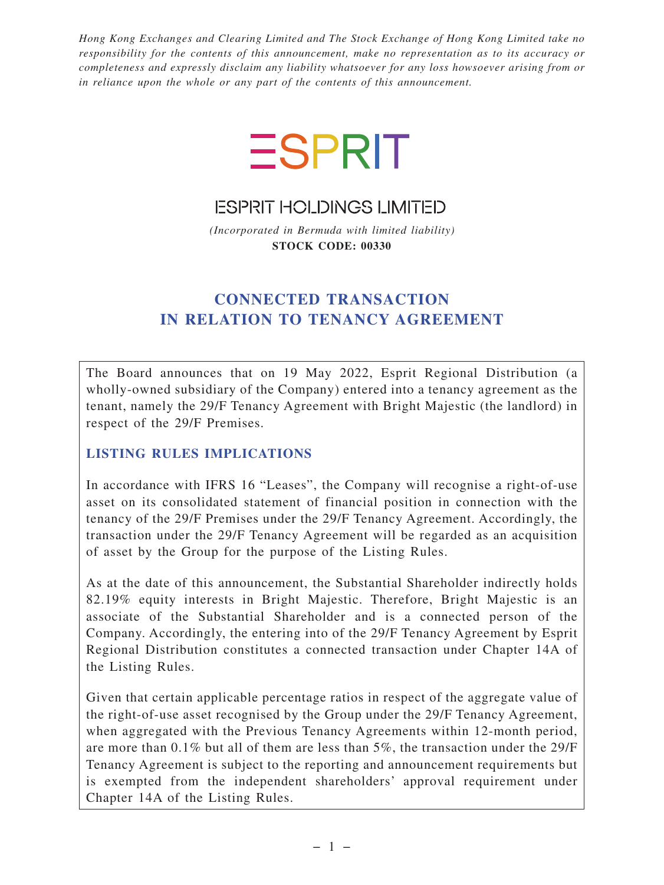*Hong Kong Exchanges and Clearing Limited and The Stock Exchange of Hong Kong Limited take no responsibility for the contents of this announcement, make no representation as to its accuracy or completeness and expressly disclaim any liability whatsoever for any loss howsoever arising from or in reliance upon the whole or any part of the contents of this announcement.*

# ESPRIT

## ESPRIT HOLDINGS LIMITED

*(Incorporated in Bermuda with limited liability)*

**STOCK CODE: 00330**

# CONNECTED TRANSACTION IN RELATION TO TENANCY AGREEMENT

The Board announces that on 19 May 2022, Esprit Regional Distribution (a wholly-owned subsidiary of the Company) entered into a tenancy agreement as the tenant, namely the 29/F Tenancy Agreement with Bright Majestic (the landlord) in respect of the 29/F Premises.

## LISTING RULES IMPLICATIONS

In accordance with IFRS 16 "Leases", the Company will recognise a right-of-use asset on its consolidated statement of financial position in connection with the tenancy of the 29/F Premises under the 29/F Tenancy Agreement. Accordingly, the transaction under the 29/F Tenancy Agreement will be regarded as an acquisition of asset by the Group for the purpose of the Listing Rules.

As at the date of this announcement, the Substantial Shareholder indirectly holds 82.19% equity interests in Bright Majestic. Therefore, Bright Majestic is an associate of the Substantial Shareholder and is a connected person of the Company. Accordingly, the entering into of the 29/F Tenancy Agreement by Esprit Regional Distribution constitutes a connected transaction under Chapter 14A of the Listing Rules.

Given that certain applicable percentage ratios in respect of the aggregate value of the right-of-use asset recognised by the Group under the 29/F Tenancy Agreement, when aggregated with the Previous Tenancy Agreements within 12-month period, are more than 0.1% but all of them are less than 5%, the transaction under the 29/F Tenancy Agreement is subject to the reporting and announcement requirements but is exempted from the independent shareholders' approval requirement under Chapter 14A of the Listing Rules.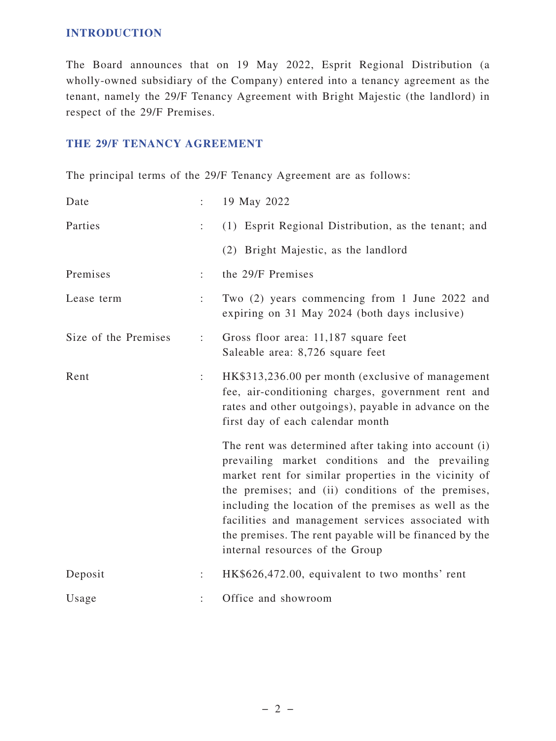## INTRODUCTION

The Board announces that on 19 May 2022, Esprit Regional Distribution (a wholly-owned subsidiary of the Company) entered into a tenancy agreement as the tenant, namely the 29/F Tenancy Agreement with Bright Majestic (the landlord) in respect of the 29/F Premises.

## THE 29/F TENANCY AGREEMENT

The principal terms of the 29/F Tenancy Agreement are as follows:

| | | |
|---|---|---|
| Date | : | 19 May 2022 |
| Parties | : | (1) Esprit Regional Distribution, as the tenant; and<br>(2) Bright Majestic, as the landlord |
| Premises | : | the 29/F Premises |
| Lease term | : | Two (2) years commencing from 1 June 2022 and expiring on 31 May 2024 (both days inclusive) |
| Size of the Premises | : | Gross floor area: 11,187 square feet<br>Saleable area: 8,726 square feet |
| Rent | : | HK$313,236.00 per month (exclusive of management fee, air-conditioning charges, government rent and rates and other outgoings), payable in advance on the first day of each calendar month<br><br>The rent was determined after taking into account (i) prevailing market conditions and the prevailing market rent for similar properties in the vicinity of the premises; and (ii) conditions of the premises, including the location of the premises as well as the facilities and management services associated with the premises. The rent payable will be financed by the internal resources of the Group |
| Deposit | : | HK$626,472.00, equivalent to two months' rent |
| Usage | : | Office and showroom |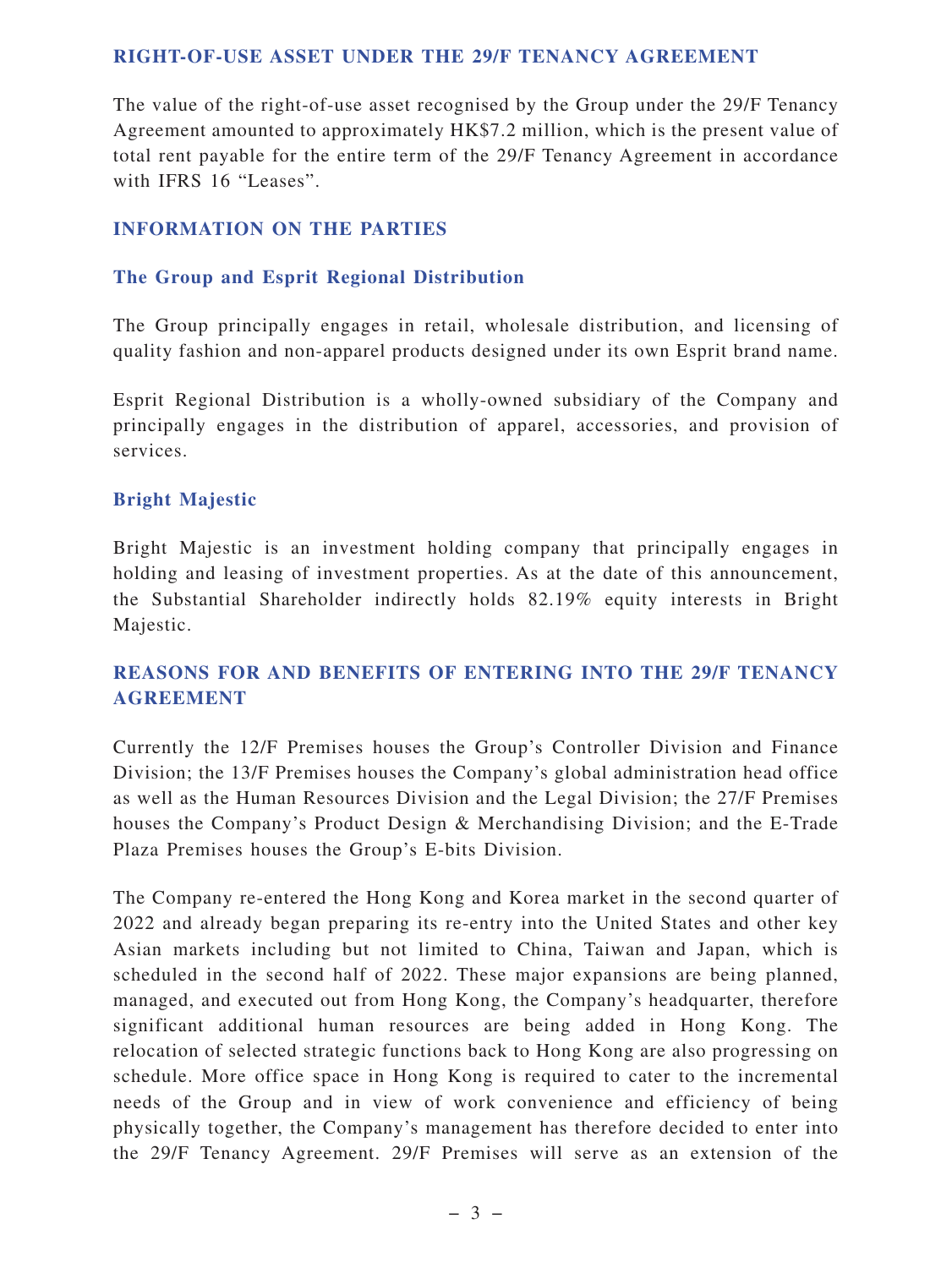## RIGHT-OF-USE ASSET UNDER THE 29/F TENANCY AGREEMENT

The value of the right-of-use asset recognised by the Group under the 29/F Tenancy Agreement amounted to approximately HK$7.2 million, which is the present value of total rent payable for the entire term of the 29/F Tenancy Agreement in accordance with IFRS 16 "Leases".

## INFORMATION ON THE PARTIES

### The Group and Esprit Regional Distribution

The Group principally engages in retail, wholesale distribution, and licensing of quality fashion and non-apparel products designed under its own Esprit brand name.

Esprit Regional Distribution is a wholly-owned subsidiary of the Company and principally engages in the distribution of apparel, accessories, and provision of services.

### Bright Majestic

Bright Majestic is an investment holding company that principally engages in holding and leasing of investment properties. As at the date of this announcement, the Substantial Shareholder indirectly holds 82.19% equity interests in Bright Majestic.

## REASONS FOR AND BENEFITS OF ENTERING INTO THE 29/F TENANCY AGREEMENT

Currently the 12/F Premises houses the Group's Controller Division and Finance Division; the 13/F Premises houses the Company's global administration head office as well as the Human Resources Division and the Legal Division; the 27/F Premises houses the Company's Product Design & Merchandising Division; and the E-Trade Plaza Premises houses the Group's E-bits Division.

The Company re-entered the Hong Kong and Korea market in the second quarter of 2022 and already began preparing its re-entry into the United States and other key Asian markets including but not limited to China, Taiwan and Japan, which is scheduled in the second half of 2022. These major expansions are being planned, managed, and executed out from Hong Kong, the Company's headquarter, therefore significant additional human resources are being added in Hong Kong. The relocation of selected strategic functions back to Hong Kong are also progressing on schedule. More office space in Hong Kong is required to cater to the incremental needs of the Group and in view of work convenience and efficiency of being physically together, the Company's management has therefore decided to enter into the 29/F Tenancy Agreement. 29/F Premises will serve as an extension of the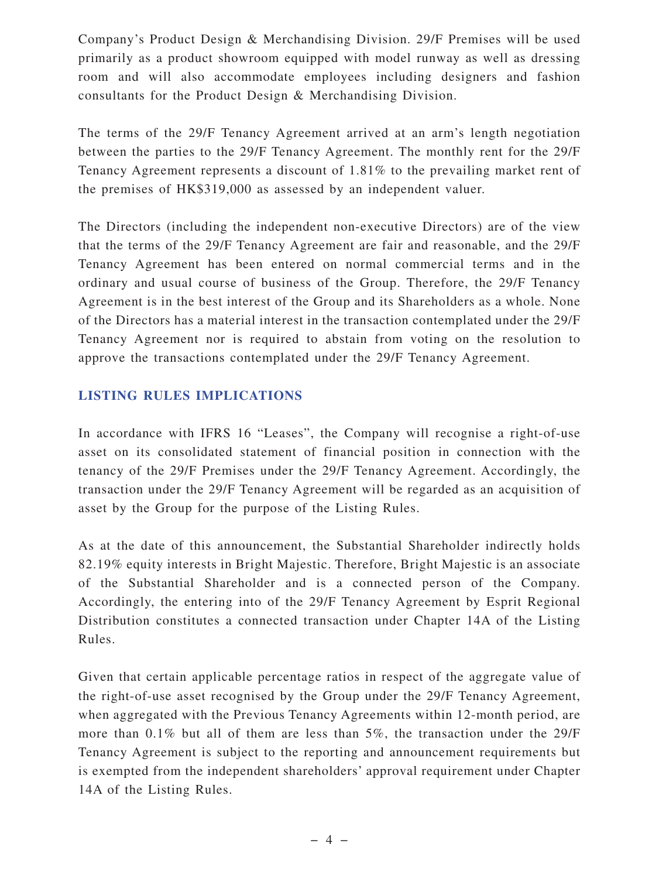Company's Product Design & Merchandising Division. 29/F Premises will be used primarily as a product showroom equipped with model runway as well as dressing room and will also accommodate employees including designers and fashion consultants for the Product Design & Merchandising Division.

The terms of the 29/F Tenancy Agreement arrived at an arm's length negotiation between the parties to the 29/F Tenancy Agreement. The monthly rent for the 29/F Tenancy Agreement represents a discount of 1.81% to the prevailing market rent of the premises of HK$319,000 as assessed by an independent valuer.

The Directors (including the independent non-executive Directors) are of the view that the terms of the 29/F Tenancy Agreement are fair and reasonable, and the 29/F Tenancy Agreement has been entered on normal commercial terms and in the ordinary and usual course of business of the Group. Therefore, the 29/F Tenancy Agreement is in the best interest of the Group and its Shareholders as a whole. None of the Directors has a material interest in the transaction contemplated under the 29/F Tenancy Agreement nor is required to abstain from voting on the resolution to approve the transactions contemplated under the 29/F Tenancy Agreement.

## LISTING RULES IMPLICATIONS

In accordance with IFRS 16 "Leases", the Company will recognise a right-of-use asset on its consolidated statement of financial position in connection with the tenancy of the 29/F Premises under the 29/F Tenancy Agreement. Accordingly, the transaction under the 29/F Tenancy Agreement will be regarded as an acquisition of asset by the Group for the purpose of the Listing Rules.

As at the date of this announcement, the Substantial Shareholder indirectly holds 82.19% equity interests in Bright Majestic. Therefore, Bright Majestic is an associate of the Substantial Shareholder and is a connected person of the Company. Accordingly, the entering into of the 29/F Tenancy Agreement by Esprit Regional Distribution constitutes a connected transaction under Chapter 14A of the Listing Rules.

Given that certain applicable percentage ratios in respect of the aggregate value of the right-of-use asset recognised by the Group under the 29/F Tenancy Agreement, when aggregated with the Previous Tenancy Agreements within 12-month period, are more than 0.1% but all of them are less than 5%, the transaction under the 29/F Tenancy Agreement is subject to the reporting and announcement requirements but is exempted from the independent shareholders' approval requirement under Chapter 14A of the Listing Rules.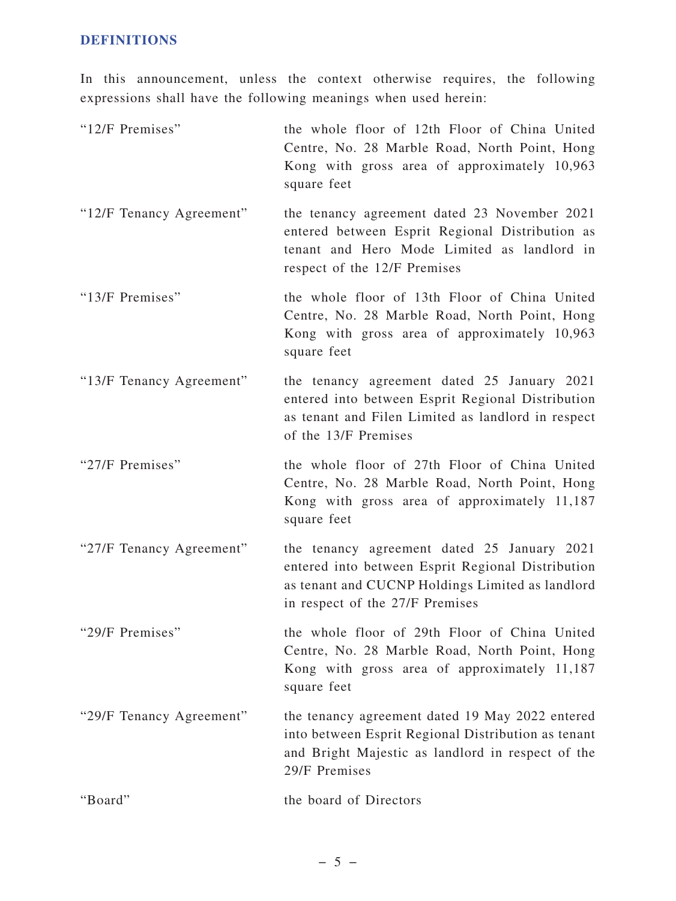## DEFINITIONS

In this announcement, unless the context otherwise requires, the following expressions shall have the following meanings when used herein:

| | |
|---|---|
| "12/F Premises" | the whole floor of 12th Floor of China United Centre, No. 28 Marble Road, North Point, Hong Kong with gross area of approximately 10,963 square feet |
| "12/F Tenancy Agreement" | the tenancy agreement dated 23 November 2021 entered between Esprit Regional Distribution as tenant and Hero Mode Limited as landlord in respect of the 12/F Premises |
| "13/F Premises" | the whole floor of 13th Floor of China United Centre, No. 28 Marble Road, North Point, Hong Kong with gross area of approximately 10,963 square feet |
| "13/F Tenancy Agreement" | the tenancy agreement dated 25 January 2021 entered into between Esprit Regional Distribution as tenant and Filen Limited as landlord in respect of the 13/F Premises |
| "27/F Premises" | the whole floor of 27th Floor of China United Centre, No. 28 Marble Road, North Point, Hong Kong with gross area of approximately 11,187 square feet |
| "27/F Tenancy Agreement" | the tenancy agreement dated 25 January 2021 entered into between Esprit Regional Distribution as tenant and CUCNP Holdings Limited as landlord in respect of the 27/F Premises |
| "29/F Premises" | the whole floor of 29th Floor of China United Centre, No. 28 Marble Road, North Point, Hong Kong with gross area of approximately 11,187 square feet |
| "29/F Tenancy Agreement" | the tenancy agreement dated 19 May 2022 entered into between Esprit Regional Distribution as tenant and Bright Majestic as landlord in respect of the 29/F Premises |
| "Board" | the board of Directors |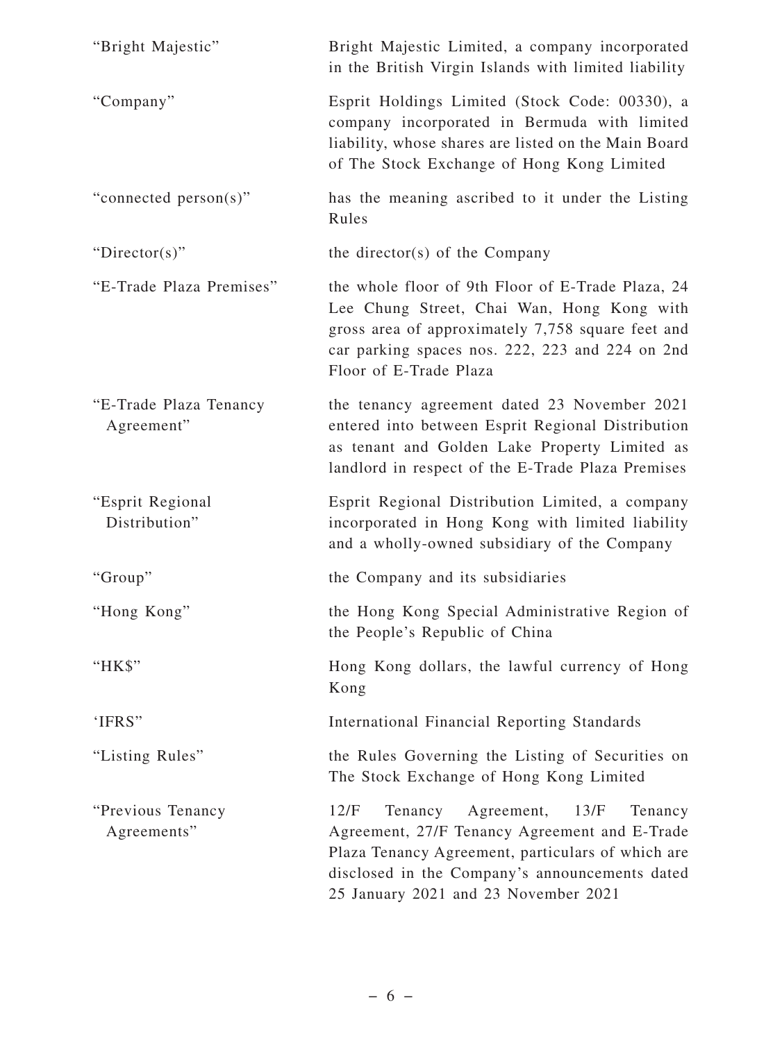| | |
|---|---|
| "Bright Majestic" | Bright Majestic Limited, a company incorporated in the British Virgin Islands with limited liability |
| "Company" | Esprit Holdings Limited (Stock Code: 00330), a company incorporated in Bermuda with limited liability, whose shares are listed on the Main Board of The Stock Exchange of Hong Kong Limited |
| "connected person(s)" | has the meaning ascribed to it under the Listing Rules |
| "Director(s)" | the director(s) of the Company |
| "E-Trade Plaza Premises" | the whole floor of 9th Floor of E-Trade Plaza, 24 Lee Chung Street, Chai Wan, Hong Kong with gross area of approximately 7,758 square feet and car parking spaces nos. 222, 223 and 224 on 2nd Floor of E-Trade Plaza |
| "E-Trade Plaza Tenancy Agreement" | the tenancy agreement dated 23 November 2021 entered into between Esprit Regional Distribution as tenant and Golden Lake Property Limited as landlord in respect of the E-Trade Plaza Premises |
| "Esprit Regional Distribution" | Esprit Regional Distribution Limited, a company incorporated in Hong Kong with limited liability and a wholly-owned subsidiary of the Company |
| "Group" | the Company and its subsidiaries |
| "Hong Kong" | the Hong Kong Special Administrative Region of the People's Republic of China |
| "HK$" | Hong Kong dollars, the lawful currency of Hong Kong |
| 'IFRS" | International Financial Reporting Standards |
| "Listing Rules" | the Rules Governing the Listing of Securities on The Stock Exchange of Hong Kong Limited |
| "Previous Tenancy Agreements" | 12/F Tenancy Agreement, 13/F Tenancy Agreement, 27/F Tenancy Agreement and E-Trade Plaza Tenancy Agreement, particulars of which are disclosed in the Company's announcements dated 25 January 2021 and 23 November 2021 |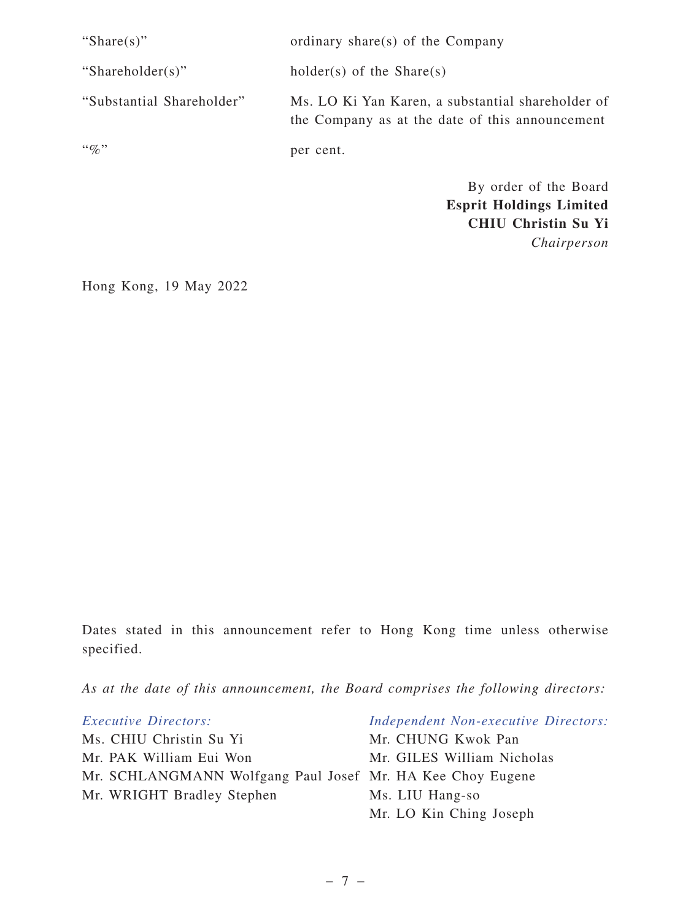| | |
|---|---|
| "Share(s)" | ordinary share(s) of the Company |
| "Shareholder(s)" | holder(s) of the Share(s) |
| "Substantial Shareholder" | Ms. LO Ki Yan Karen, a substantial shareholder of the Company as at the date of this announcement |
| "%" | per cent. |

By order of the Board
**Esprit Holdings Limited**
**CHIU Christin Su Yi**
*Chairperson*

Hong Kong, 19 May 2022

Dates stated in this announcement refer to Hong Kong time unless otherwise specified.

*As at the date of this announcement, the Board comprises the following directors:*

*Executive Directors:*
Ms. CHIU Christin Su Yi
Mr. PAK William Eui Won
Mr. SCHLANGMANN Wolfgang Paul Josef
Mr. WRIGHT Bradley Stephen

*Independent Non-executive Directors:*
Mr. CHUNG Kwok Pan
Mr. GILES William Nicholas
Mr. HA Kee Choy Eugene
Ms. LIU Hang-so
Mr. LO Kin Ching Joseph